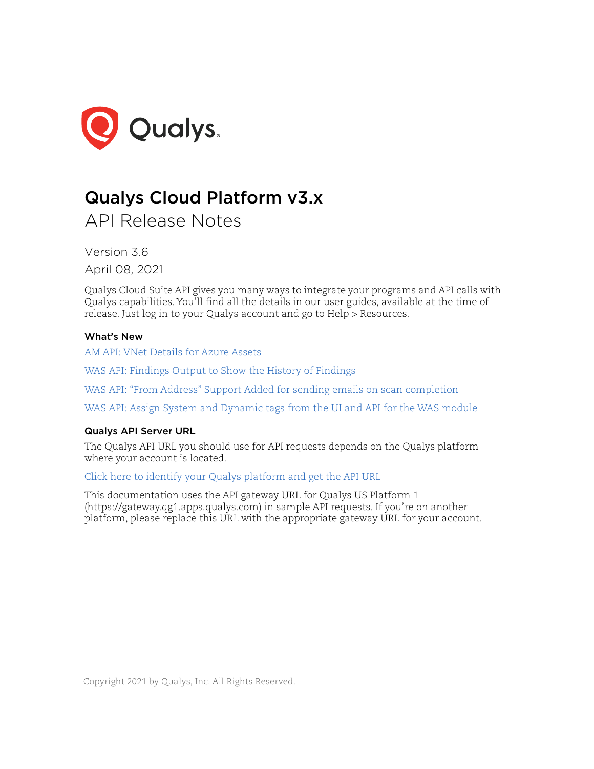Qualys.

# Qualys Cloud Platform v3.x

## API Release Notes

Version 3.6

April 08, 2021

Qualys Cloud Suite API gives you many ways to integrate your programs and API calls with Qualys capabilities. You'll find all the details in our user guides, available at the time of release. Just log in to your Qualys account and go to Help > Resources.

### What's New

AM API: VNet Details for Azure Assets

WAS API: Findings Output to Show the History of Findings

WAS API: "From Address" Support Added for sending emails on scan completion

WAS API: Assign System and Dynamic tags from the UI and API for the WAS module

### Qualys API Server URL

The Qualys API URL you should use for API requests depends on the Qualys platform where your account is located.

Click here to identify your Qualys platform and get the API URL

This documentation uses the API gateway URL for Qualys US Platform 1 (https://gateway.qg1.apps.qualys.com) in sample API requests. If you're on another platform, please replace this URL with the appropriate gateway URL for your account.

Copyright 2021 by Qualys, Inc. All Rights Reserved.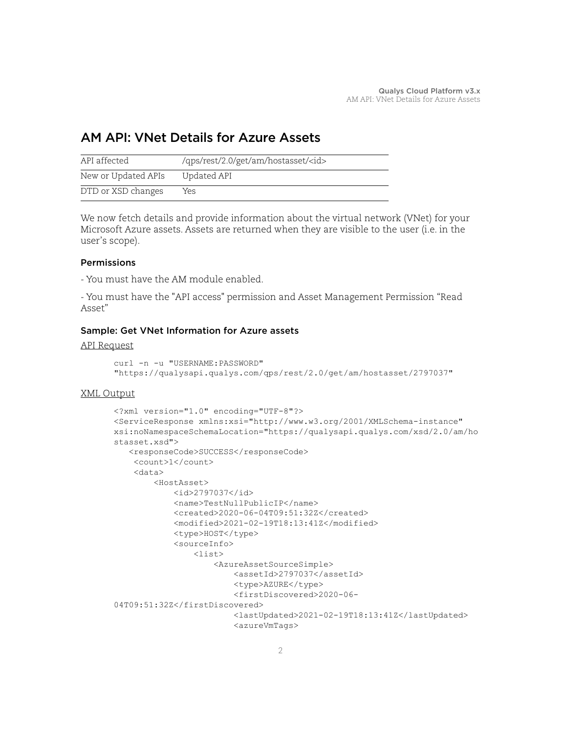# AM API: VNet Details for Azure Assets

| | |
|---|---|
| API affected | /qps/rest/2.0/get/am/hostasset/<id> |
| New or Updated APIs | Updated API |
| DTD or XSD changes | Yes |

We now fetch details and provide information about the virtual network (VNet) for your Microsoft Azure assets. Assets are returned when they are visible to the user (i.e. in the user's scope).

### Permissions

- You must have the AM module enabled.

- You must have the "API access" permission and Asset Management Permission "Read Asset"

### Sample: Get VNet Information for Azure assets

API Request

```
curl -n -u "USERNAME:PASSWORD"
"https://qualysapi.qualys.com/qps/rest/2.0/get/am/hostasset/2797037"
```

XML Output

```
<?xml version="1.0" encoding="UTF-8"?>
<ServiceResponse xmlns:xsi="http://www.w3.org/2001/XMLSchema-instance"
xsi:noNamespaceSchemaLocation="https://qualysapi.qualys.com/xsd/2.0/am/ho
stasset.xsd">
   <responseCode>SUCCESS</responseCode>
    <count>1</count>
    <data>
        <HostAsset>
            <id>2797037</id>
            <name>TestNullPublicIP</name>
            <created>2020-06-04T09:51:32Z</created>
            <modified>2021-02-19T18:13:41Z</modified>
            <type>HOST</type>
            <sourceInfo>
                <list>
                    <AzureAssetSourceSimple>
                        <assetId>2797037</assetId>
                        <type>AZURE</type>
                        <firstDiscovered>2020-06-
04T09:51:32Z</firstDiscovered>
                        <lastUpdated>2021-02-19T18:13:41Z</lastUpdated>
                        <azureVmTags>
```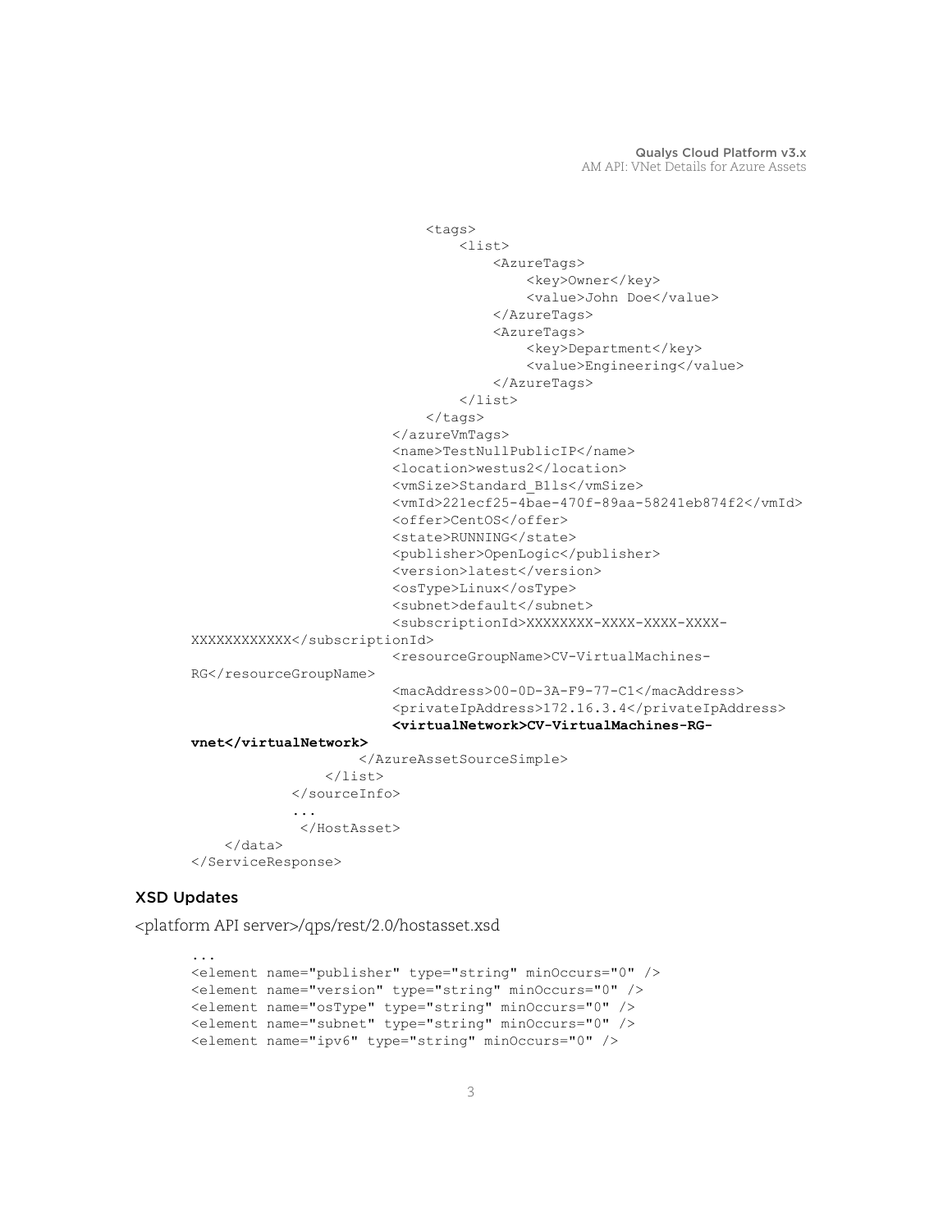```
                                <tags>
                                    <list>
                                        <AzureTags>
                                            <key>Owner</key>
                                            <value>John Doe</value>
                                        </AzureTags>
                                        <AzureTags>
                                            <key>Department</key>
                                            <value>Engineering</value>
                                        </AzureTags>
                                    </list>
                                </tags>
                            </azureVmTags>
                            <name>TestNullPublicIP</name>
                            <location>westus2</location>
                            <vmSize>Standard_B1ls</vmSize>
                            <vmId>221ecf25-4bae-470f-89aa-58241eb874f2</vmId>
                            <offer>CentOS</offer>
                            <state>RUNNING</state>
                            <publisher>OpenLogic</publisher>
                            <version>latest</version>
                            <osType>Linux</osType>
                            <subnet>default</subnet>
                            <subscriptionId>XXXXXXXX-XXXX-XXXX-XXXX-
XXXXXXXXXXXX</subscriptionId>
                            <resourceGroupName>CV-VirtualMachines-
RG</resourceGroupName>
                            <macAddress>00-0D-3A-F9-77-C1</macAddress>
                            <privateIpAddress>172.16.3.4</privateIpAddress>
                            <virtualNetwork>CV-VirtualMachines-RG-
vnet</virtualNetwork>
                        </AzureAssetSourceSimple>
                    </list>
                </sourceInfo>
                ...
                 </HostAsset>
    </data>
</ServiceResponse>
```

### XSD Updates

<platform API server>/qps/rest/2.0/hostasset.xsd

```
...
<element name="publisher" type="string" minOccurs="0" />
<element name="version" type="string" minOccurs="0" />
<element name="osType" type="string" minOccurs="0" />
<element name="subnet" type="string" minOccurs="0" />
<element name="ipv6" type="string" minOccurs="0" />
```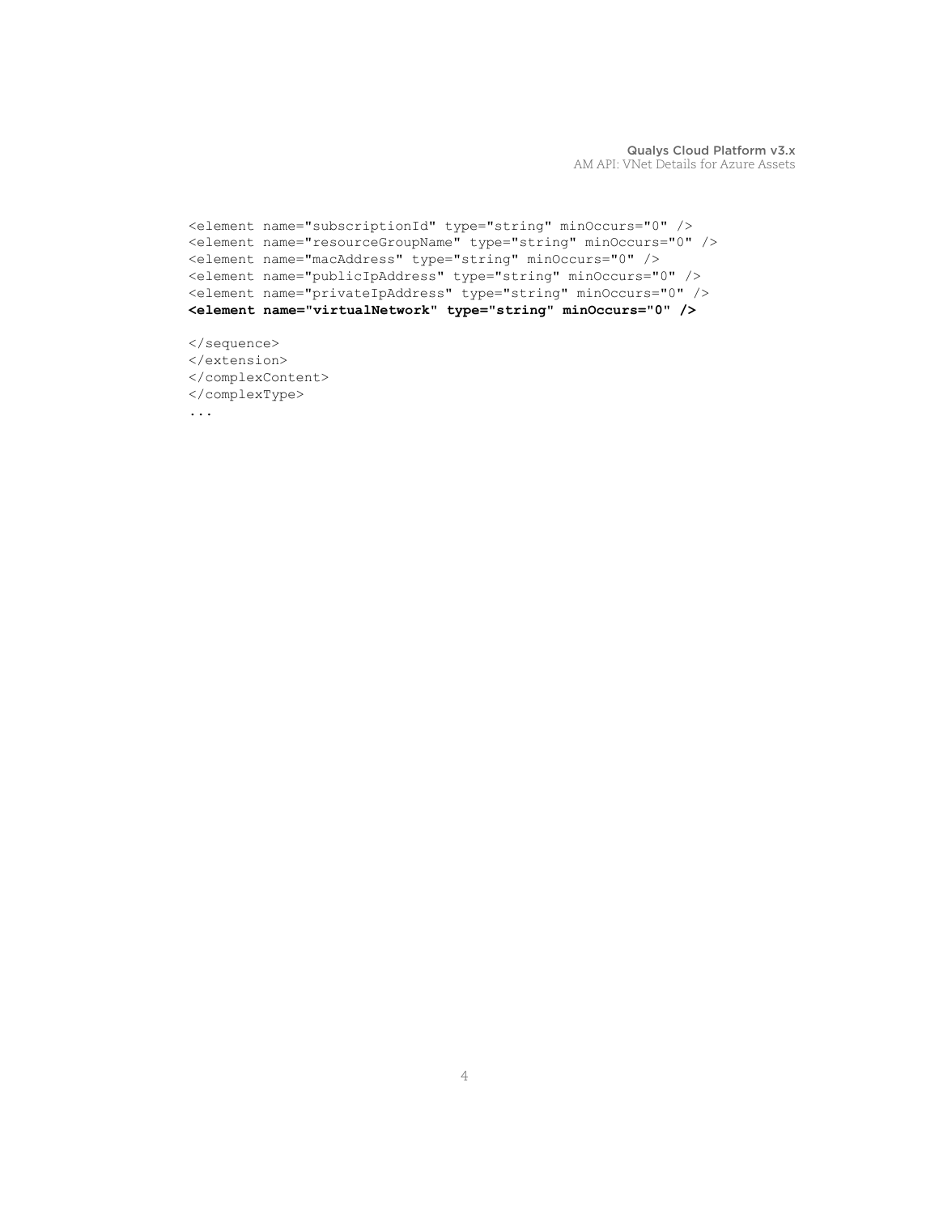```
<element name="subscriptionId" type="string" minOccurs="0" />
<element name="resourceGroupName" type="string" minOccurs="0" />
<element name="macAddress" type="string" minOccurs="0" />
<element name="publicIpAddress" type="string" minOccurs="0" />
<element name="privateIpAddress" type="string" minOccurs="0" />
<element name="virtualNetwork" type="string" minOccurs="0" />

</sequence>
</extension>
</complexContent>
</complexType>
...
```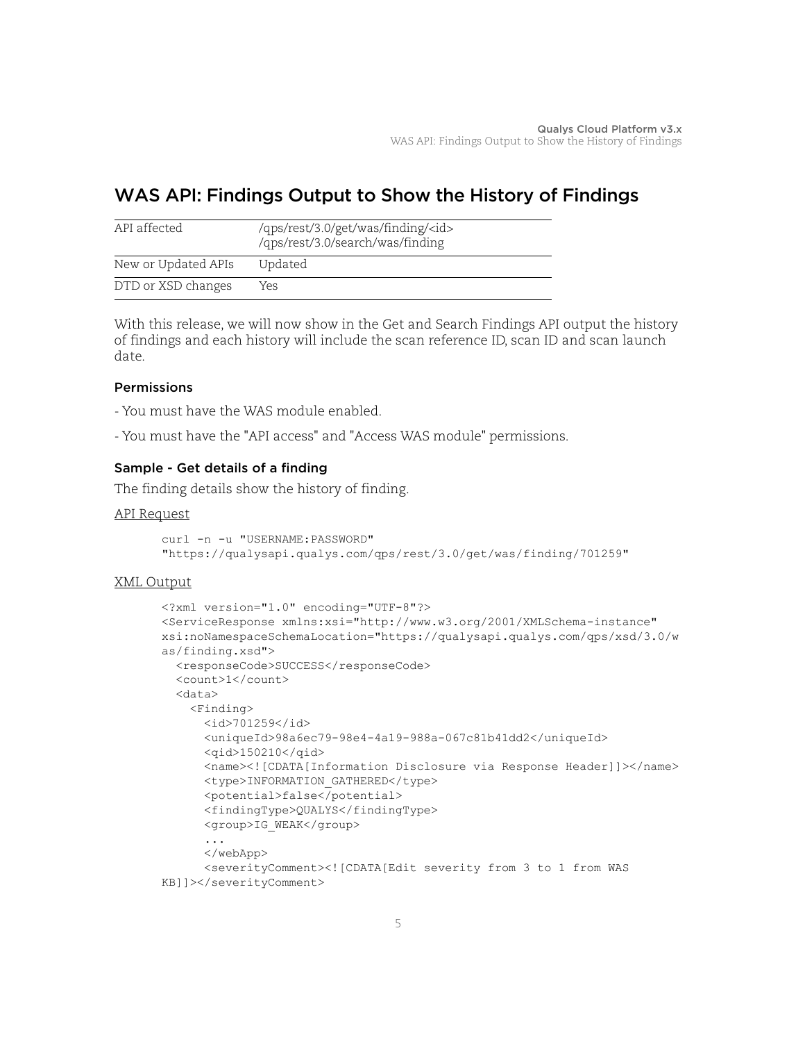## WAS API: Findings Output to Show the History of Findings

| | |
|---|---|
| API affected | /qps/rest/3.0/get/was/finding/<id><br>/qps/rest/3.0/search/was/finding |
| New or Updated APIs | Updated |
| DTD or XSD changes | Yes |

With this release, we will now show in the Get and Search Findings API output the history of findings and each history will include the scan reference ID, scan ID and scan launch date.

#### Permissions

- You must have the WAS module enabled.

- You must have the "API access" and "Access WAS module" permissions.

#### Sample - Get details of a finding

The finding details show the history of finding.

API Request

```
curl -n -u "USERNAME:PASSWORD"
"https://qualysapi.qualys.com/qps/rest/3.0/get/was/finding/701259"
```

XML Output

```
<?xml version="1.0" encoding="UTF-8"?>
<ServiceResponse xmlns:xsi="http://www.w3.org/2001/XMLSchema-instance"
xsi:noNamespaceSchemaLocation="https://qualysapi.qualys.com/qps/xsd/3.0/w
as/finding.xsd">
  <responseCode>SUCCESS</responseCode>
  <count>1</count>
  <data>
    <Finding>
      <id>701259</id>
      <uniqueId>98a6ec79-98e4-4a19-988a-067c81b41dd2</uniqueId>
      <qid>150210</qid>
      <name><![CDATA[Information Disclosure via Response Header]]></name>
      <type>INFORMATION_GATHERED</type>
      <potential>false</potential>
      <findingType>QUALYS</findingType>
      <group>IG_WEAK</group>
      ...
      </webApp>
      <severityComment><![CDATA[Edit severity from 3 to 1 from WAS
KB]]></severityComment>
```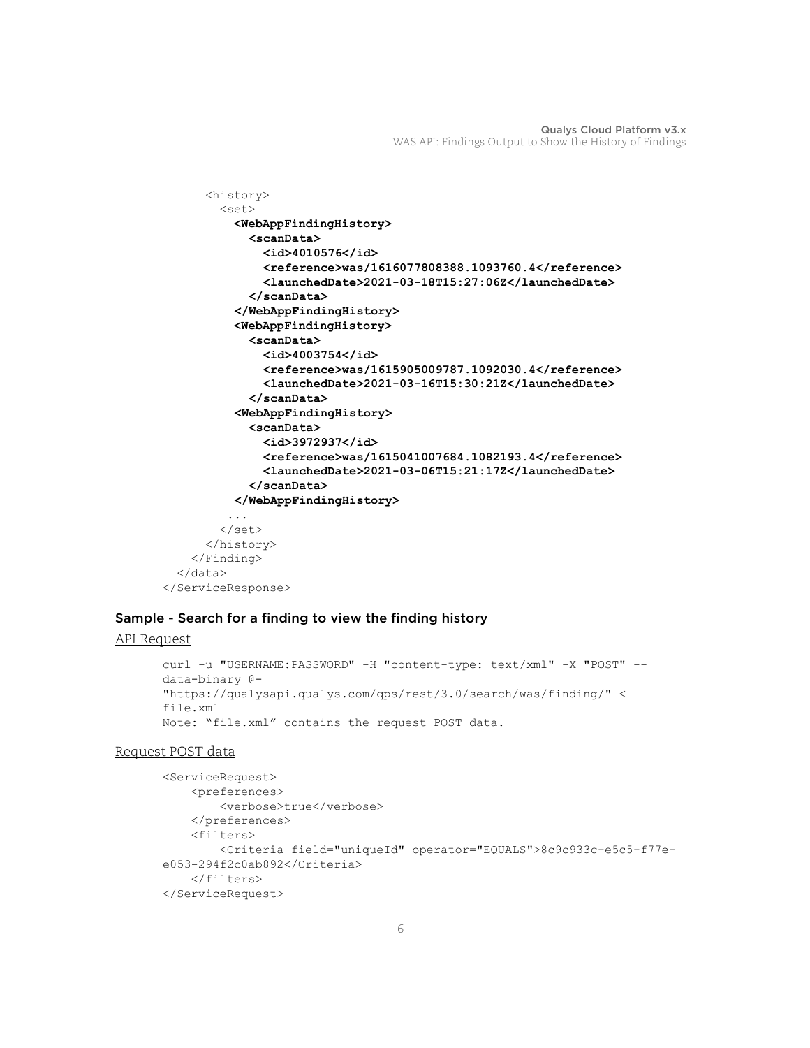```
      <history>
        <set>
          <WebAppFindingHistory>
            <scanData>
              <id>4010576</id>
              <reference>was/1616077808388.1093760.4</reference>
              <launchedDate>2021-03-18T15:27:06Z</launchedDate>
            </scanData>
          </WebAppFindingHistory>
          <WebAppFindingHistory>
            <scanData>
              <id>4003754</id>
              <reference>was/1615905009787.1092030.4</reference>
              <launchedDate>2021-03-16T15:30:21Z</launchedDate>
            </scanData>
          <WebAppFindingHistory>
            <scanData>
              <id>3972937</id>
              <reference>was/1615041007684.1082193.4</reference>
              <launchedDate>2021-03-06T15:21:17Z</launchedDate>
            </scanData>
          </WebAppFindingHistory>
           ...
        </set>
      </history>
    </Finding>
  </data>
</ServiceResponse>
```

### Sample - Search for a finding to view the finding history

API Request

```
curl -u "USERNAME:PASSWORD" -H "content-type: text/xml" -X "POST" --
data-binary @-
"https://qualysapi.qualys.com/qps/rest/3.0/search/was/finding/" <
file.xml
Note: "file.xml" contains the request POST data.
```

Request POST data

```
<ServiceRequest>
    <preferences>
        <verbose>true</verbose>
    </preferences>
    <filters>
        <Criteria field="uniqueId" operator="EQUALS">8c9c933c-e5c5-f77e-
e053-294f2c0ab892</Criteria>
    </filters>
</ServiceRequest>
```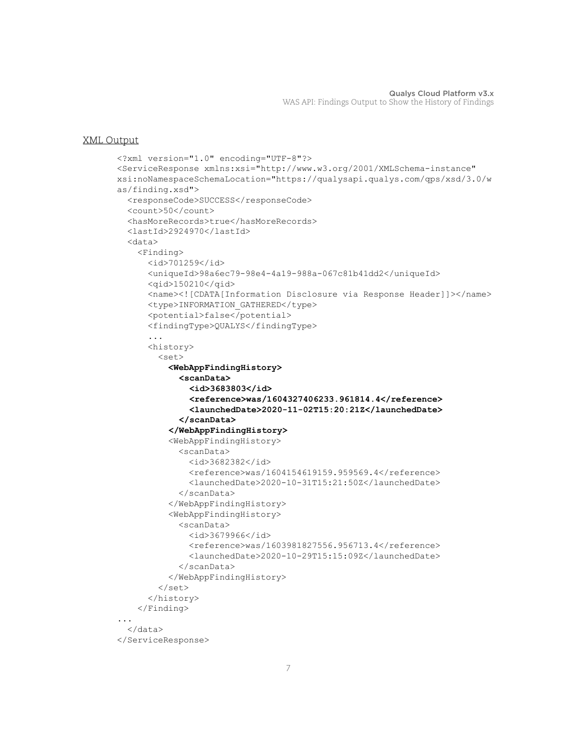XML Output

```
<?xml version="1.0" encoding="UTF-8"?>
<ServiceResponse xmlns:xsi="http://www.w3.org/2001/XMLSchema-instance"
xsi:noNamespaceSchemaLocation="https://qualysapi.qualys.com/qps/xsd/3.0/w
as/finding.xsd">
  <responseCode>SUCCESS</responseCode>
  <count>50</count>
  <hasMoreRecords>true</hasMoreRecords>
  <lastId>2924970</lastId>
  <data>
    <Finding>
      <id>701259</id>
      <uniqueId>98a6ec79-98e4-4a19-988a-067c81b41dd2</uniqueId>
      <qid>150210</qid>
      <name><![CDATA[Information Disclosure via Response Header]]></name>
      <type>INFORMATION_GATHERED</type>
      <potential>false</potential>
      <findingType>QUALYS</findingType>
      ...
      <history>
        <set>
          <WebAppFindingHistory>
            <scanData>
              <id>3683803</id>
              <reference>was/1604327406233.961814.4</reference>
              <launchedDate>2020-11-02T15:20:21Z</launchedDate>
            </scanData>
          </WebAppFindingHistory>
          <WebAppFindingHistory>
            <scanData>
              <id>3682382</id>
              <reference>was/1604154619159.959569.4</reference>
              <launchedDate>2020-10-31T15:21:50Z</launchedDate>
            </scanData>
          </WebAppFindingHistory>
          <WebAppFindingHistory>
            <scanData>
              <id>3679966</id>
              <reference>was/1603981827556.956713.4</reference>
              <launchedDate>2020-10-29T15:15:09Z</launchedDate>
            </scanData>
          </WebAppFindingHistory>
        </set>
      </history>
    </Finding>
...
  </data>
</ServiceResponse>
```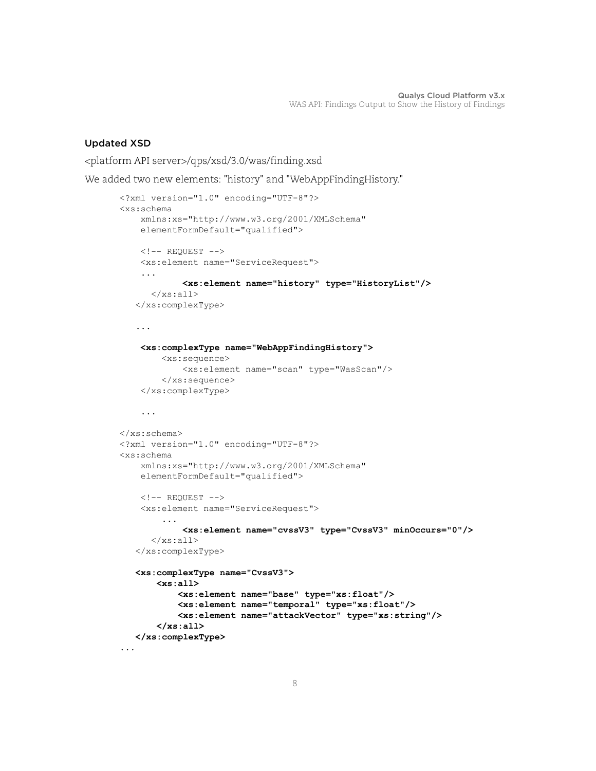### Updated XSD

<platform API server>/qps/xsd/3.0/was/finding.xsd

We added two new elements: "history" and "WebAppFindingHistory."

```
<?xml version="1.0" encoding="UTF-8"?>
<xs:schema
    xmlns:xs="http://www.w3.org/2001/XMLSchema"
    elementFormDefault="qualified">

    <!-- REQUEST -->
    <xs:element name="ServiceRequest">
    ...
            <xs:element name="history" type="HistoryList"/>
      </xs:all>
   </xs:complexType>

   ...

    <xs:complexType name="WebAppFindingHistory">
        <xs:sequence>
            <xs:element name="scan" type="WasScan"/>
        </xs:sequence>
    </xs:complexType>

    ...

</xs:schema>
<?xml version="1.0" encoding="UTF-8"?>
<xs:schema
    xmlns:xs="http://www.w3.org/2001/XMLSchema"
    elementFormDefault="qualified">

    <!-- REQUEST -->
    <xs:element name="ServiceRequest">
        ...
            <xs:element name="cvssV3" type="CvssV3" minOccurs="0"/>
      </xs:all>
   </xs:complexType>

   <xs:complexType name="CvssV3">
       <xs:all>
           <xs:element name="base" type="xs:float"/>
           <xs:element name="temporal" type="xs:float"/>
           <xs:element name="attackVector" type="xs:string"/>
       </xs:all>
   </xs:complexType>
...
```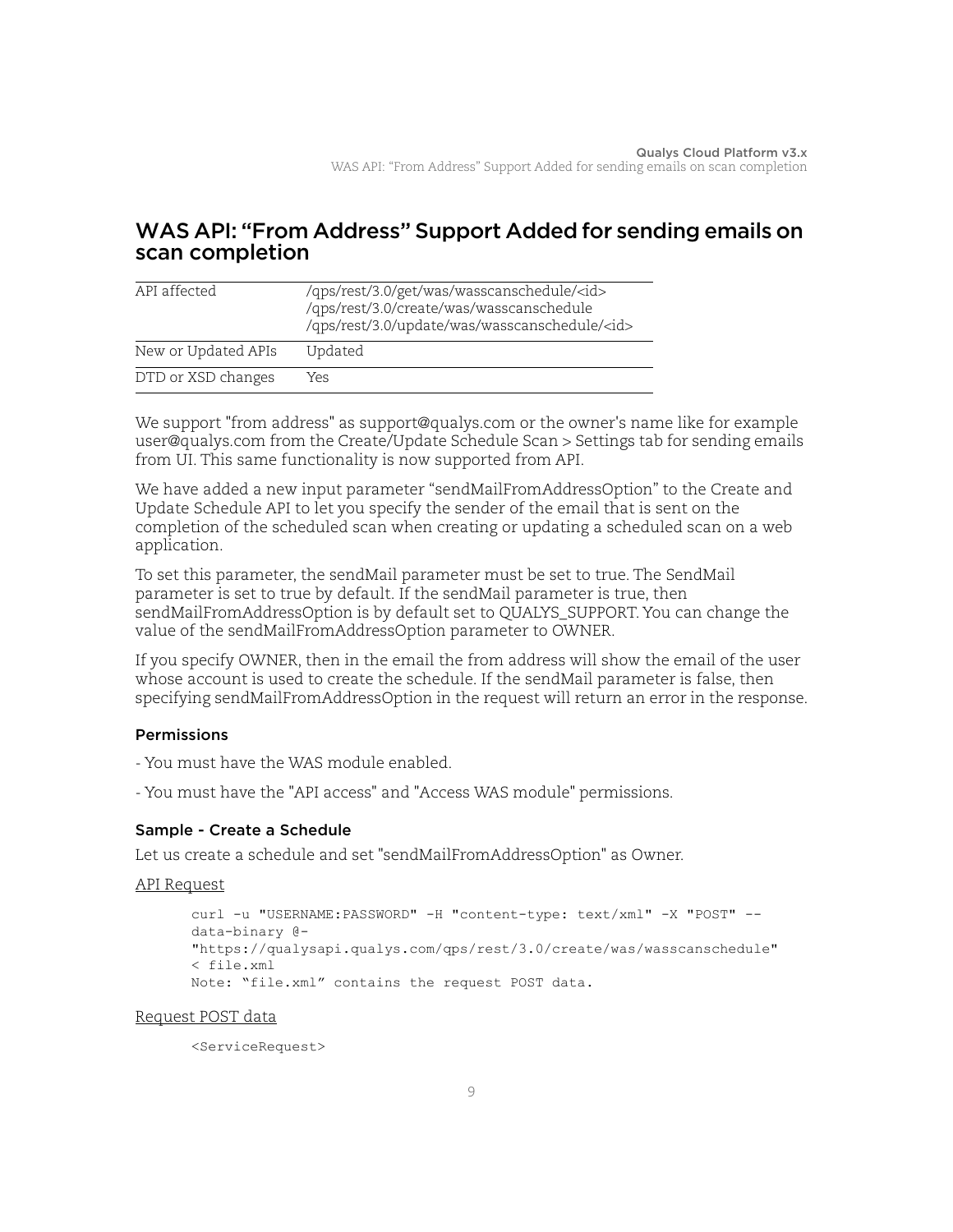# WAS API: “From Address” Support Added for sending emails on scan completion

| API affected | /qps/rest/3.0/get/was/wasscanschedule/<id><br>/qps/rest/3.0/create/was/wasscanschedule<br>/qps/rest/3.0/update/was/wasscanschedule/<id> |
|---|---|
| New or Updated APIs | Updated |
| DTD or XSD changes | Yes |

We support "from address" as support@qualys.com or the owner's name like for example user@qualys.com from the Create/Update Schedule Scan > Settings tab for sending emails from UI. This same functionality is now supported from API.

We have added a new input parameter “sendMailFromAddressOption” to the Create and Update Schedule API to let you specify the sender of the email that is sent on the completion of the scheduled scan when creating or updating a scheduled scan on a web application.

To set this parameter, the sendMail parameter must be set to true. The SendMail parameter is set to true by default. If the sendMail parameter is true, then sendMailFromAddressOption is by default set to QUALYS_SUPPORT. You can change the value of the sendMailFromAddressOption parameter to OWNER.

If you specify OWNER, then in the email the from address will show the email of the user whose account is used to create the schedule. If the sendMail parameter is false, then specifying sendMailFromAddressOption in the request will return an error in the response.

### Permissions

- You must have the WAS module enabled.

- You must have the "API access" and "Access WAS module" permissions.

### Sample - Create a Schedule

Let us create a schedule and set "sendMailFromAddressOption" as Owner.

API Request

```
curl -u "USERNAME:PASSWORD" -H "content-type: text/xml" -X "POST" --
data-binary @-
"https://qualysapi.qualys.com/qps/rest/3.0/create/was/wasscanschedule"
< file.xml
Note: “file.xml” contains the request POST data.
```

Request POST data

```
<ServiceRequest>
```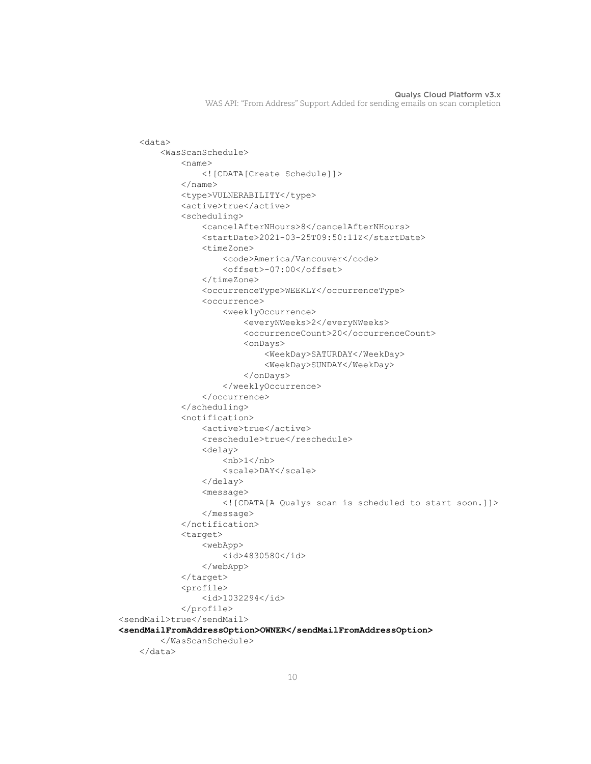```
    <data>
        <WasScanSchedule>
            <name>
                <![CDATA[Create Schedule]]>
            </name>
            <type>VULNERABILITY</type>
            <active>true</active>
            <scheduling>
                <cancelAfterNHours>8</cancelAfterNHours>
                <startDate>2021-03-25T09:50:11Z</startDate>
                <timeZone>
                    <code>America/Vancouver</code>
                    <offset>-07:00</offset>
                </timeZone>
                <occurrenceType>WEEKLY</occurrenceType>
                <occurrence>
                    <weeklyOccurrence>
                        <everyNWeeks>2</everyNWeeks>
                        <occurrenceCount>20</occurrenceCount>
                        <onDays>
                            <WeekDay>SATURDAY</WeekDay>
                            <WeekDay>SUNDAY</WeekDay>
                        </onDays>
                    </weeklyOccurrence>
                </occurrence>
            </scheduling>
            <notification>
                <active>true</active>
                <reschedule>true</reschedule>
                <delay>
                    <nb>1</nb>
                    <scale>DAY</scale>
                </delay>
                <message>
                    <![CDATA[A Qualys scan is scheduled to start soon.]]>
                </message>
            </notification>
            <target>
                <webApp>
                    <id>4830580</id>
                </webApp>
            </target>
            <profile>
                <id>1032294</id>
            </profile>
<sendMail>true</sendMail>
<sendMailFromAddressOption>OWNER</sendMailFromAddressOption>
        </WasScanSchedule>
    </data>
```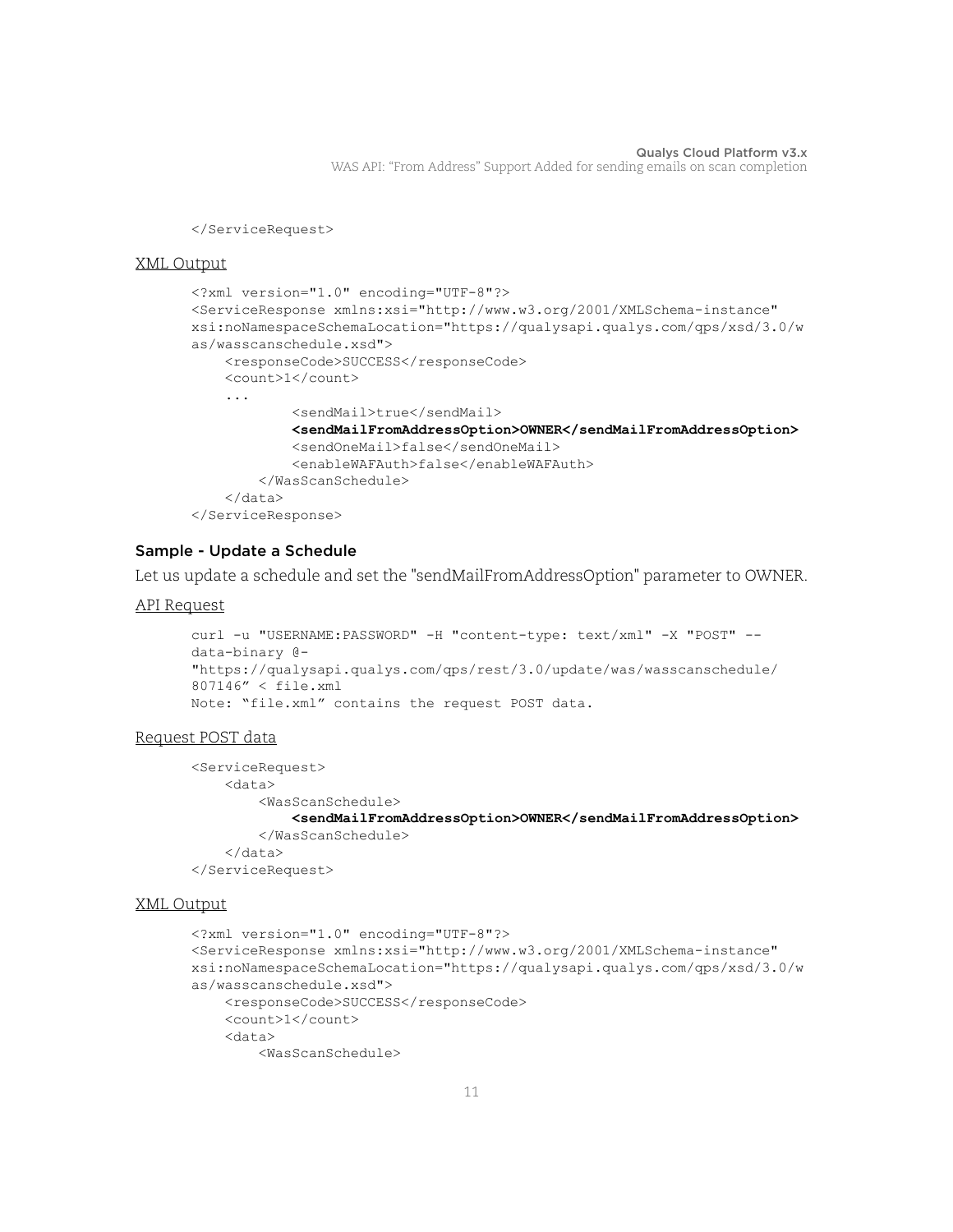```
</ServiceRequest>
```

XML Output

```
<?xml version="1.0" encoding="UTF-8"?>
<ServiceResponse xmlns:xsi="http://www.w3.org/2001/XMLSchema-instance"
xsi:noNamespaceSchemaLocation="https://qualysapi.qualys.com/qps/xsd/3.0/w
as/wasscanschedule.xsd">
    <responseCode>SUCCESS</responseCode>
    <count>1</count>
    ...
            <sendMail>true</sendMail>
            <sendMailFromAddressOption>OWNER</sendMailFromAddressOption>
            <sendOneMail>false</sendOneMail>
            <enableWAFAuth>false</enableWAFAuth>
        </WasScanSchedule>
    </data>
</ServiceResponse>
```

### Sample - Update a Schedule

Let us update a schedule and set the "sendMailFromAddressOption" parameter to OWNER.

API Request

```
curl -u "USERNAME:PASSWORD" -H "content-type: text/xml" -X "POST" --
data-binary @-
"https://qualysapi.qualys.com/qps/rest/3.0/update/was/wasscanschedule/
807146" < file.xml
Note: "file.xml" contains the request POST data.
```

Request POST data

```
<ServiceRequest>
    <data>
        <WasScanSchedule>
            <sendMailFromAddressOption>OWNER</sendMailFromAddressOption>
        </WasScanSchedule>
    </data>
</ServiceRequest>
```

XML Output

```
<?xml version="1.0" encoding="UTF-8"?>
<ServiceResponse xmlns:xsi="http://www.w3.org/2001/XMLSchema-instance"
xsi:noNamespaceSchemaLocation="https://qualysapi.qualys.com/qps/xsd/3.0/w
as/wasscanschedule.xsd">
    <responseCode>SUCCESS</responseCode>
    <count>1</count>
    <data>
        <WasScanSchedule>
```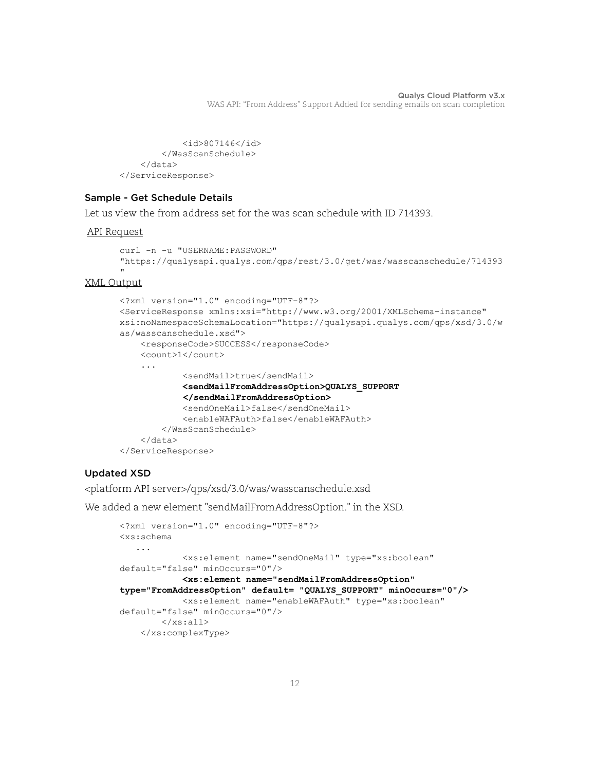```
            <id>807146</id>
        </WasScanSchedule>
    </data>
</ServiceResponse>
```

### Sample - Get Schedule Details

Let us view the from address set for the was scan schedule with ID 714393.

API Request

```
curl -n -u "USERNAME:PASSWORD"
"https://qualysapi.qualys.com/qps/rest/3.0/get/was/wasscanschedule/714393
"
```

XML Output

```
<?xml version="1.0" encoding="UTF-8"?>
<ServiceResponse xmlns:xsi="http://www.w3.org/2001/XMLSchema-instance"
xsi:noNamespaceSchemaLocation="https://qualysapi.qualys.com/qps/xsd/3.0/w
as/wasscanschedule.xsd">
    <responseCode>SUCCESS</responseCode>
    <count>1</count>
    ...
            <sendMail>true</sendMail>
            <sendMailFromAddressOption>QUALYS_SUPPORT
            </sendMailFromAddressOption>
            <sendOneMail>false</sendOneMail>
            <enableWAFAuth>false</enableWAFAuth>
        </WasScanSchedule>
    </data>
</ServiceResponse>
```

### Updated XSD

<platform API server>/qps/xsd/3.0/was/wasscanschedule.xsd

We added a new element "sendMailFromAddressOption." in the XSD.

```
<?xml version="1.0" encoding="UTF-8"?>
<xs:schema
   ...
            <xs:element name="sendOneMail" type="xs:boolean"
default="false" minOccurs="0"/>
            <xs:element name="sendMailFromAddressOption"
type="FromAddressOption" default= "QUALYS_SUPPORT" minOccurs="0"/>
            <xs:element name="enableWAFAuth" type="xs:boolean"
default="false" minOccurs="0"/>
        </xs:all>
    </xs:complexType>
```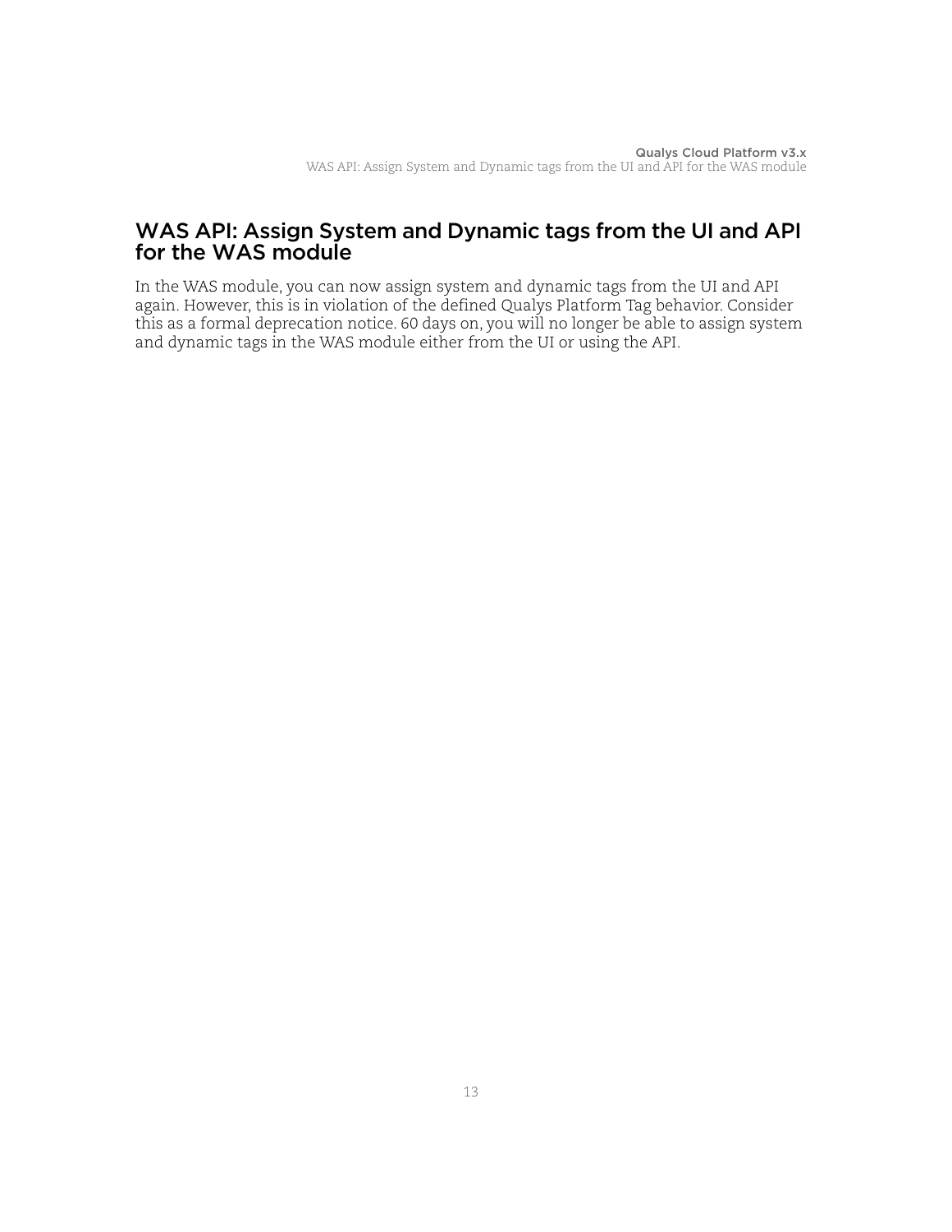## WAS API: Assign System and Dynamic tags from the UI and API for the WAS module

In the WAS module, you can now assign system and dynamic tags from the UI and API again. However, this is in violation of the defined Qualys Platform Tag behavior. Consider this as a formal deprecation notice. 60 days on, you will no longer be able to assign system and dynamic tags in the WAS module either from the UI or using the API.